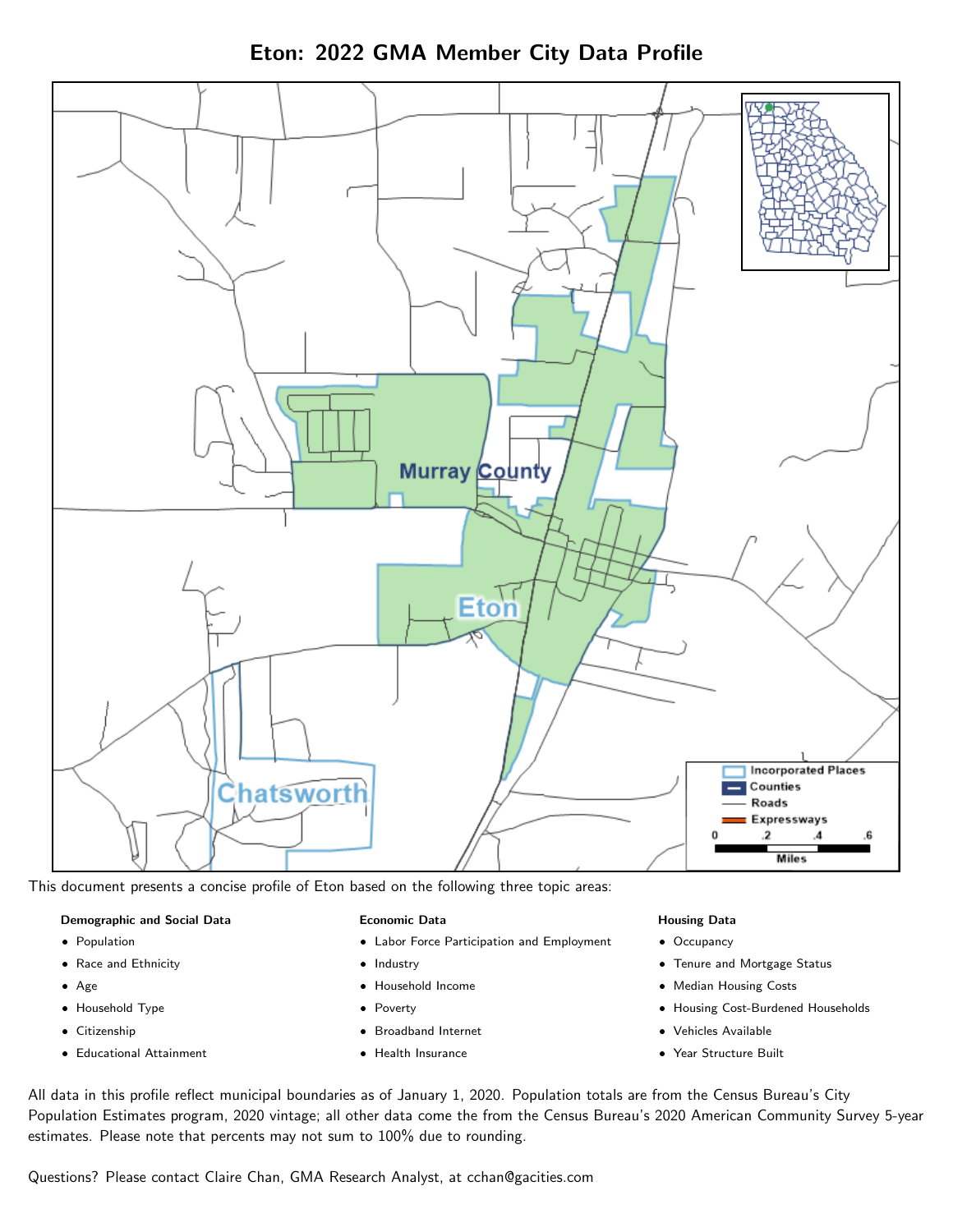# Eton: 2022 GMA Member City Data Profile

This document presents a concise profile of Eton based on the following three topic areas:

**Demographic and Social Data**

- Population
- Race and Ethnicity
- Age
- Household Type
- Citizenship
- Educational Attainment

**Economic Data**

- Labor Force Participation and Employment
- Industry
- Household Income
- Poverty
- Broadband Internet
- Health Insurance

**Housing Data**

- Occupancy
- Tenure and Mortgage Status
- Median Housing Costs
- Housing Cost-Burdened Households
- Vehicles Available
- Year Structure Built

All data in this profile reflect municipal boundaries as of January 1, 2020. Population totals are from the Census Bureau's City Population Estimates program, 2020 vintage; all other data come the from the Census Bureau's 2020 American Community Survey 5-year estimates. Please note that percents may not sum to 100% due to rounding.

Questions? Please contact Claire Chan, GMA Research Analyst, at cchan@gacities.com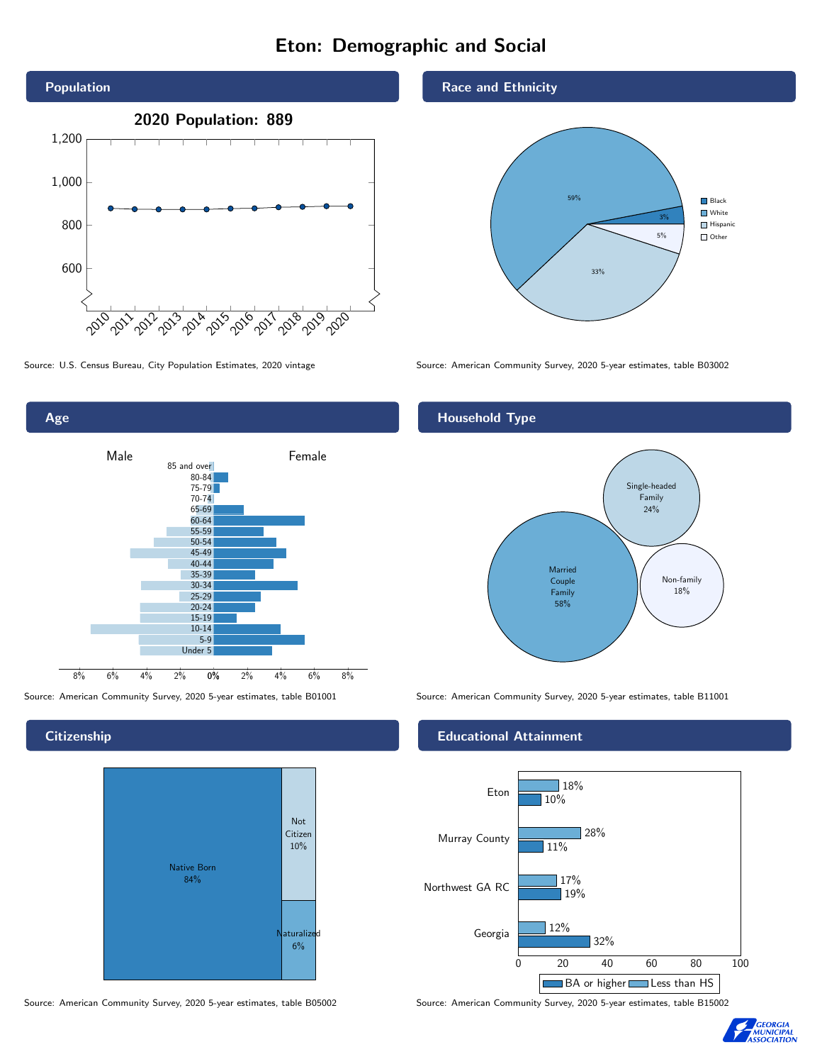# Eton: Demographic and Social

## Population

2020 Population: 889

Source: U.S. Census Bureau, City Population Estimates, 2020 vintage

## Race and Ethnicity

| Race/Ethnicity | Percent |
|---|---|
| Black | 3% |
| White | 59% |
| Hispanic | 33% |
| Other | 5% |

Source: American Community Survey, 2020 5-year estimates, table B03002

## Age

Male / Female

Age groups: 85 and over, 80-84, 75-79, 70-74, 65-69, 60-64, 55-59, 50-54, 45-49, 40-44, 35-39, 30-34, 25-29, 20-24, 15-19, 10-14, 5-9, Under 5

Source: American Community Survey, 2020 5-year estimates, table B01001

## Household Type

| Household Type | Percent |
|---|---|
| Married Couple Family | 58% |
| Single-headed Family | 24% |
| Non-family | 18% |

Source: American Community Survey, 2020 5-year estimates, table B11001

## Citizenship

| Citizenship | Percent |
|---|---|
| Native Born | 84% |
| Not Citizen | 10% |
| Naturalized | 6% |

Source: American Community Survey, 2020 5-year estimates, table B05002

## Educational Attainment

| Area | Less than HS | BA or higher |
|---|---|---|
| Eton | 18% | 10% |
| Murray County | 28% | 11% |
| Northwest GA RC | 17% | 19% |
| Georgia | 12% | 32% |

Source: American Community Survey, 2020 5-year estimates, table B15002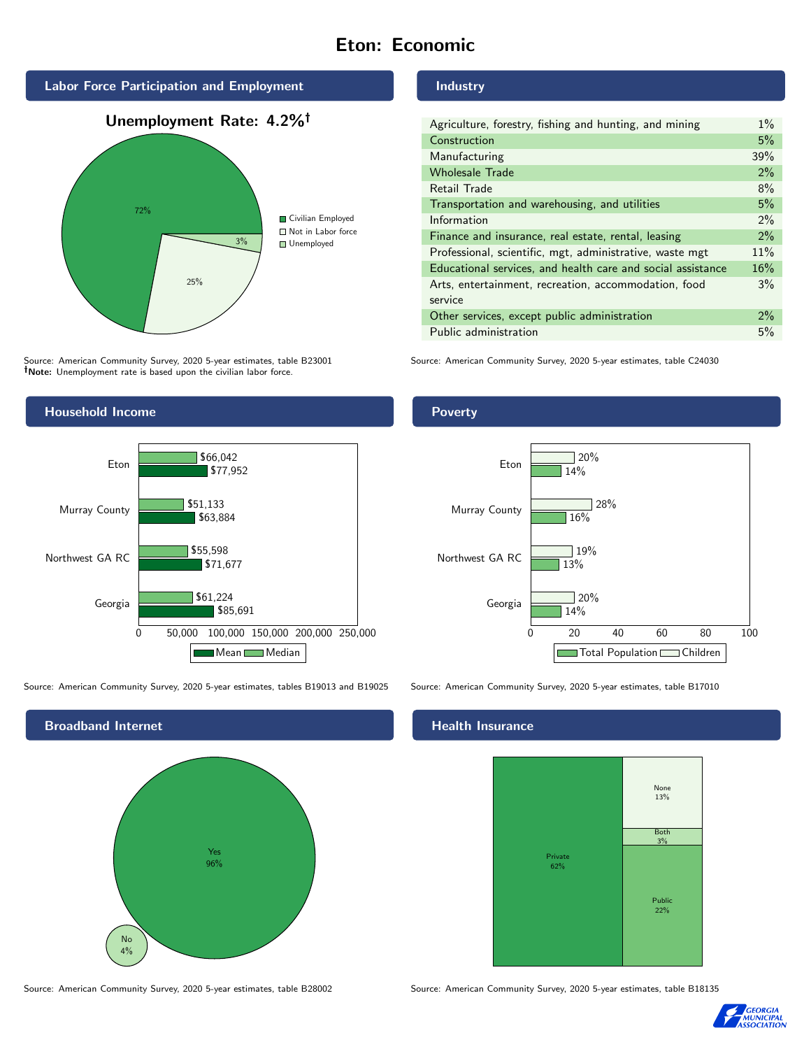# Eton: Economic

## Labor Force Participation and Employment

**Unemployment Rate: 4.2%†**

| Category | Percent |
|---|---|
| Civilian Employed | 72% |
| Not in Labor force | 25% |
| Unemployed | 3% |

Source: American Community Survey, 2020 5-year estimates, table B23001
**†Note:** Unemployment rate is based upon the civilian labor force.

## Industry

| Industry | Percent |
|---|---|
| Agriculture, forestry, fishing and hunting, and mining | 1% |
| Construction | 5% |
| Manufacturing | 39% |
| Wholesale Trade | 2% |
| Retail Trade | 8% |
| Transportation and warehousing, and utilities | 5% |
| Information | 2% |
| Finance and insurance, real estate, rental, leasing | 2% |
| Professional, scientific, mgt, administrative, waste mgt | 11% |
| Educational services, and health care and social assistance | 16% |
| Arts, entertainment, recreation, accommodation, food service | 3% |
| Other services, except public administration | 2% |
| Public administration | 5% |

Source: American Community Survey, 2020 5-year estimates, table C24030

## Household Income

| Area | Median | Mean |
|---|---|---|
| Eton | $66,042 | $77,952 |
| Murray County | $51,133 | $63,884 |
| Northwest GA RC | $55,598 | $71,677 |
| Georgia | $61,224 | $85,691 |

Source: American Community Survey, 2020 5-year estimates, tables B19013 and B19025

## Poverty

| Area | Children | Total Population |
|---|---|---|
| Eton | 20% | 14% |
| Murray County | 28% | 16% |
| Northwest GA RC | 19% | 13% |
| Georgia | 20% | 14% |

Source: American Community Survey, 2020 5-year estimates, table B17010

## Broadband Internet

| Response | Percent |
|---|---|
| Yes | 96% |
| No | 4% |

Source: American Community Survey, 2020 5-year estimates, table B28002

## Health Insurance

| Type | Percent |
|---|---|
| Private | 62% |
| Public | 22% |
| Both | 3% |
| None | 13% |

Source: American Community Survey, 2020 5-year estimates, table B18135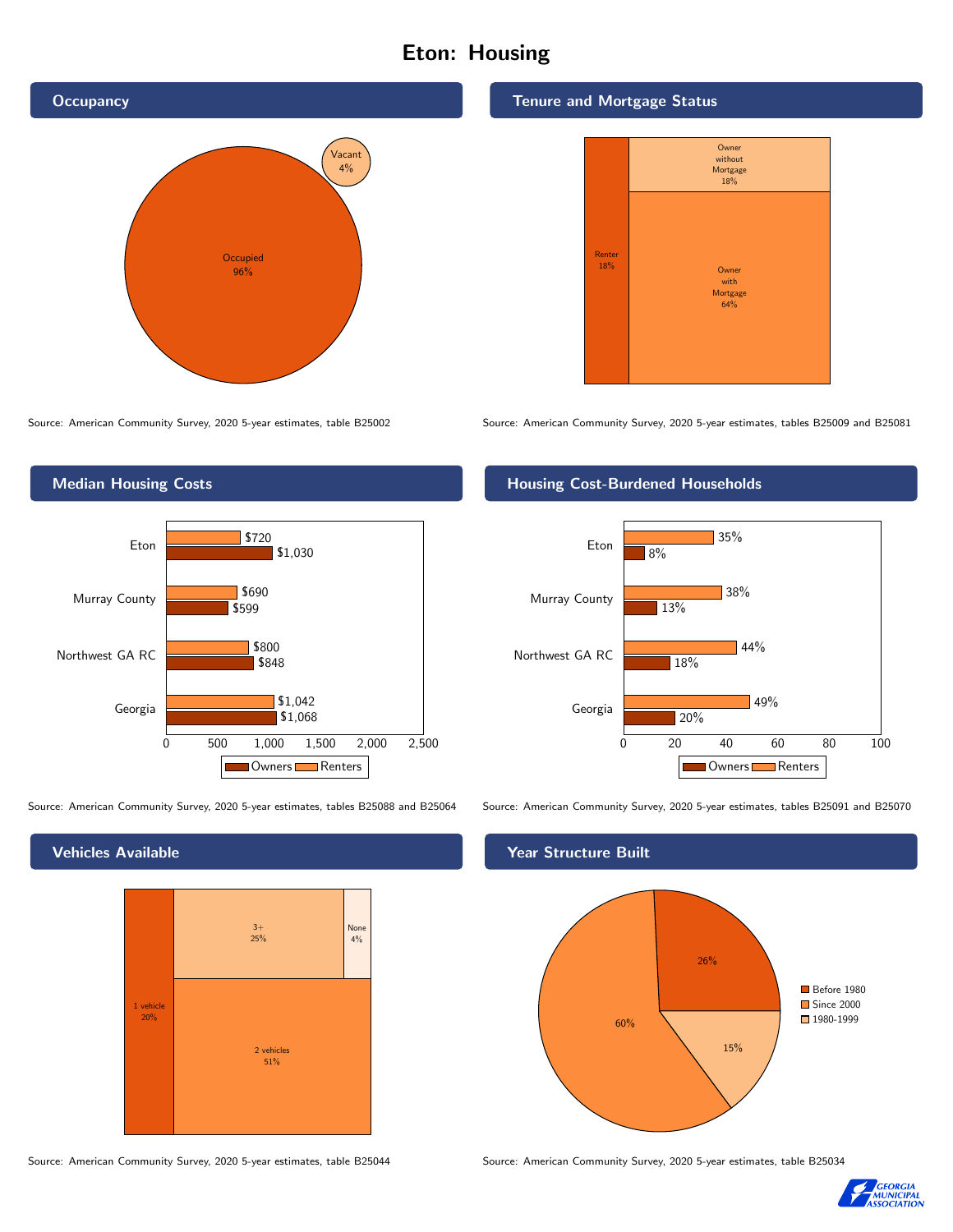# Eton: Housing

## Occupancy

Occupied
96%

Vacant
4%

Source: American Community Survey, 2020 5-year estimates, table B25002

## Tenure and Mortgage Status

Renter
18%

Owner without Mortgage
18%

Owner with Mortgage
64%

Source: American Community Survey, 2020 5-year estimates, tables B25009 and B25081

## Median Housing Costs

Eton
$720
$1,030

Murray County
$690
$599

Northwest GA RC
$800
$848

Georgia
$1,042
$1,068

0
500
1,000
1,500
2,000
2,500

Owners
Renters

Source: American Community Survey, 2020 5-year estimates, tables B25088 and B25064

## Housing Cost-Burdened Households

Eton
35%
8%

Murray County
38%
13%

Northwest GA RC
44%
18%

Georgia
49%
20%

0
20
40
60
80
100

Owners
Renters

Source: American Community Survey, 2020 5-year estimates, tables B25091 and B25070

## Vehicles Available

1 vehicle
20%

3+
25%

None
4%

2 vehicles
51%

Source: American Community Survey, 2020 5-year estimates, table B25044

## Year Structure Built

26%

15%

60%

Before 1980
Since 2000
1980-1999

Source: American Community Survey, 2020 5-year estimates, table B25034